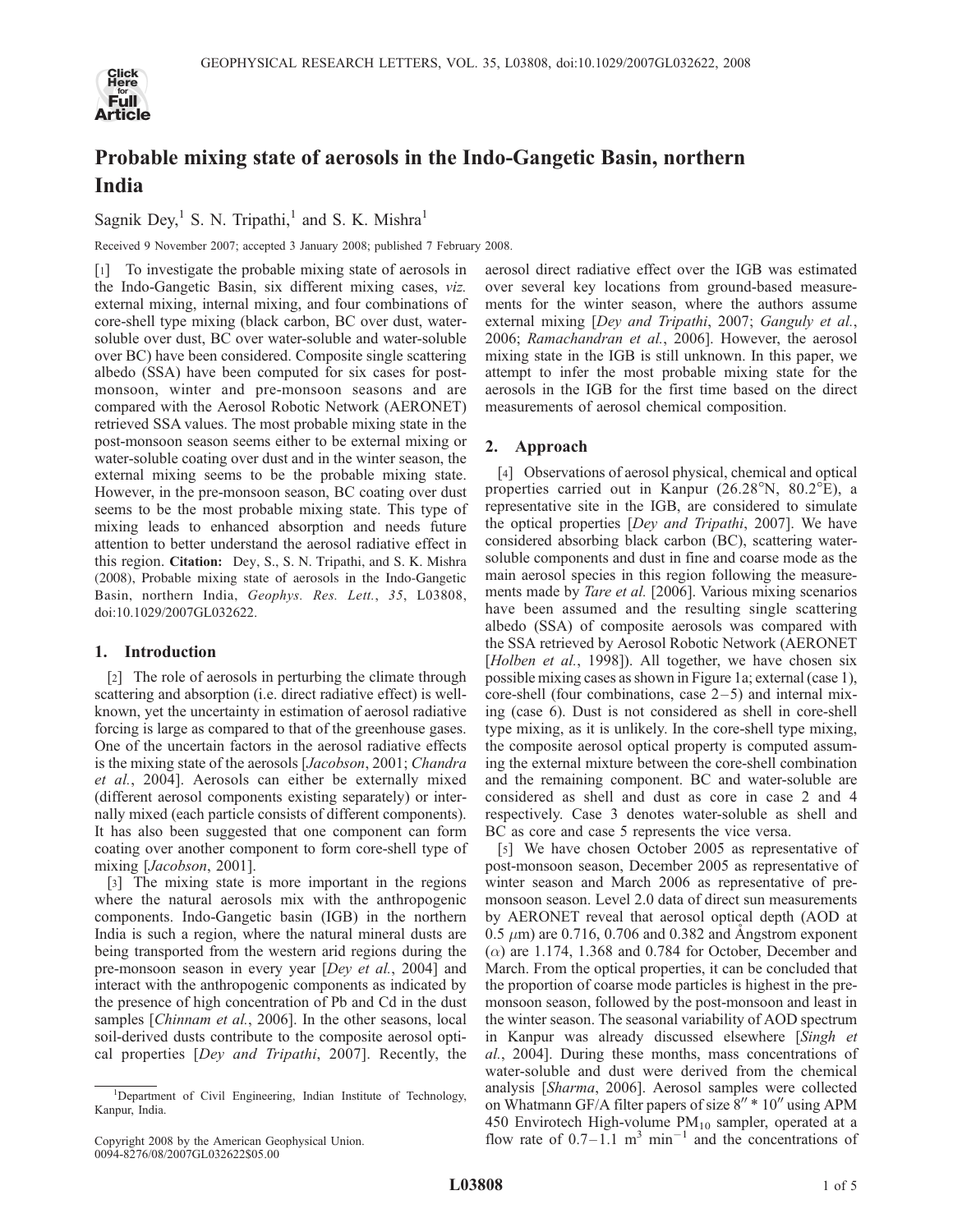# Probable mixing state of aerosols in the Indo-Gangetic Basin, northern India

Sagnik Dey,[1] S. N. Tripathi,[1] and S. K. Mishra[1]

Received 9 November 2007; accepted 3 January 2008; published 7 February 2008.

[1] To investigate the probable mixing state of aerosols in the Indo-Gangetic Basin, six different mixing cases, *viz.* external mixing, internal mixing, and four combinations of core-shell type mixing (black carbon, BC over dust, water-soluble over dust, BC over water-soluble and water-soluble over BC) have been considered. Composite single scattering albedo (SSA) have been computed for six cases for post-monsoon, winter and pre-monsoon seasons and are compared with the Aerosol Robotic Network (AERONET) retrieved SSA values. The most probable mixing state in the post-monsoon season seems either to be external mixing or water-soluble coating over dust and in the winter season, the external mixing seems to be the probable mixing state. However, in the pre-monsoon season, BC coating over dust seems to be the most probable mixing state. This type of mixing leads to enhanced absorption and needs future attention to better understand the aerosol radiative effect in this region. **Citation:** Dey, S., S. N. Tripathi, and S. K. Mishra (2008), Probable mixing state of aerosols in the Indo-Gangetic Basin, northern India, *Geophys. Res. Lett.*, *35*, L03808, doi:10.1029/2007GL032622.

## 1. Introduction

[2] The role of aerosols in perturbing the climate through scattering and absorption (i.e. direct radiative effect) is well-known, yet the uncertainty in estimation of aerosol radiative forcing is large as compared to that of the greenhouse gases. One of the uncertain factors in the aerosol radiative effects is the mixing state of the aerosols [*Jacobson*, 2001; *Chandra et al.*, 2004]. Aerosols can either be externally mixed (different aerosol components existing separately) or internally mixed (each particle consists of different components). It has also been suggested that one component can form coating over another component to form core-shell type of mixing [*Jacobson*, 2001].

[3] The mixing state is more important in the regions where the natural aerosols mix with the anthropogenic components. Indo-Gangetic basin (IGB) in the northern India is such a region, where the natural mineral dusts are being transported from the western arid regions during the pre-monsoon season in every year [*Dey et al.*, 2004] and interact with the anthropogenic components as indicated by the presence of high concentration of Pb and Cd in the dust samples [*Chinnam et al.*, 2006]. In the other seasons, local soil-derived dusts contribute to the composite aerosol optical properties [*Dey and Tripathi*, 2007]. Recently, the aerosol direct radiative effect over the IGB was estimated over several key locations from ground-based measurements for the winter season, where the authors assume external mixing [*Dey and Tripathi*, 2007; *Ganguly et al.*, 2006; *Ramachandran et al.*, 2006]. However, the aerosol mixing state in the IGB is still unknown. In this paper, we attempt to infer the most probable mixing state for the aerosols in the IGB for the first time based on the direct measurements of aerosol chemical composition.

## 2. Approach

[4] Observations of aerosol physical, chemical and optical properties carried out in Kanpur (26.28°N, 80.2°E), a representative site in the IGB, are considered to simulate the optical properties [*Dey and Tripathi*, 2007]. We have considered absorbing black carbon (BC), scattering water-soluble components and dust in fine and coarse mode as the main aerosol species in this region following the measurements made by *Tare et al.* [2006]. Various mixing scenarios have been assumed and the resulting single scattering albedo (SSA) of composite aerosols was compared with the SSA retrieved by Aerosol Robotic Network (AERONET [*Holben et al.*, 1998]). All together, we have chosen six possible mixing cases as shown in Figure 1a; external (case 1), core-shell (four combinations, case 2–5) and internal mixing (case 6). Dust is not considered as shell in core-shell type mixing, as it is unlikely. In the core-shell type mixing, the composite aerosol optical property is computed assuming the external mixture between the core-shell combination and the remaining component. BC and water-soluble are considered as shell and dust as core in case 2 and 4 respectively. Case 3 denotes water-soluble as shell and BC as core and case 5 represents the vice versa.

[5] We have chosen October 2005 as representative of post-monsoon season, December 2005 as representative of winter season and March 2006 as representative of pre-monsoon season. Level 2.0 data of direct sun measurements by AERONET reveal that aerosol optical depth (AOD at 0.5 $\mu$m) are 0.716, 0.706 and 0.382 and Ångstrom exponent ($\alpha$) are 1.174, 1.368 and 0.784 for October, December and March. From the optical properties, it can be concluded that the proportion of coarse mode particles is highest in the pre-monsoon season, followed by the post-monsoon and least in the winter season. The seasonal variability of AOD spectrum in Kanpur was already discussed elsewhere [*Singh et al.*, 2004]. During these months, mass concentrations of water-soluble and dust were derived from the chemical analysis [*Sharma*, 2006]. Aerosol samples were collected on Whatmann GF/A filter papers of size 8″ * 10″ using APM 450 Envirotech High-volume $PM_{10}$ sampler, operated at a flow rate of 0.7–1.1 $m^3$ $min^{-1}$ and the concentrations of

---

[1]Department of Civil Engineering, Indian Institute of Technology, Kanpur, India.

Copyright 2008 by the American Geophysical Union.
0094-8276/08/2007GL032622$05.00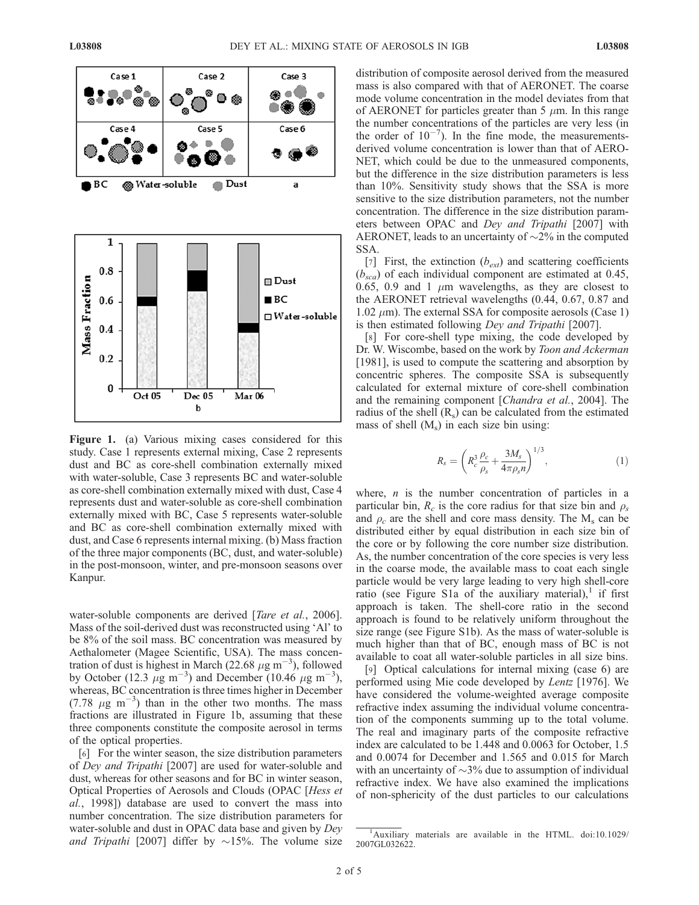Figure 1. (a) Various mixing cases considered for this study. Case 1 represents external mixing, Case 2 represents dust and BC as core-shell combination externally mixed with water-soluble, Case 3 represents BC and water-soluble as core-shell combination externally mixed with dust, Case 4 represents dust and water-soluble as core-shell combination externally mixed with BC, Case 5 represents water-soluble and BC as core-shell combination externally mixed with dust, and Case 6 represents internal mixing. (b) Mass fraction of the three major components (BC, dust, and water-soluble) in the post-monsoon, winter, and pre-monsoon seasons over Kanpur.

water-soluble components are derived [*Tare et al.*, 2006]. Mass of the soil-derived dust was reconstructed using 'Al' to be 8% of the soil mass. BC concentration was measured by Aethalometer (Magee Scientific, USA). The mass concentration of dust is highest in March (22.68 $\mu$g m$^{-3}$), followed by October (12.3 $\mu$g m$^{-3}$) and December (10.46 $\mu$g m$^{-3}$), whereas, BC concentration is three times higher in December (7.78 $\mu$g m$^{-3}$) than in the other two months. The mass fractions are illustrated in Figure 1b, assuming that these three components constitute the composite aerosol in terms of the optical properties.

[6] For the winter season, the size distribution parameters of *Dey and Tripathi* [2007] are used for water-soluble and dust, whereas for other seasons and for BC in winter season, Optical Properties of Aerosols and Clouds (OPAC [*Hess et al.*, 1998]) database are used to convert the mass into number concentration. The size distribution parameters for water-soluble and dust in OPAC data base and given by *Dey and Tripathi* [2007] differ by ~15%. The volume size distribution of composite aerosol derived from the measured mass is also compared with that of AERONET. The coarse mode volume concentration in the model deviates from that of AERONET for particles greater than 5 $\mu$m. In this range the number concentrations of the particles are very less (the order of $10^{-7}$). In the fine mode, the measurements-derived volume concentration is lower than that of AERONET, which could be due to the unmeasured components, but the difference in the size distribution parameters is less than 10%. Sensitivity study shows that the SSA is more sensitive to the size distribution parameters, not the number concentration. The difference in the size distribution parameters between OPAC and *Dey and Tripathi* [2007] with AERONET, leads to an uncertainty of ~2% in the computed SSA.

[7] First, the extinction ($b_{ext}$) and scattering coefficients ($b_{sca}$) of each individual component are estimated at 0.45, 0.65, 0.9 and 1 $\mu$m wavelengths, as they are closest to the AERONET retrieval wavelengths (0.44, 0.67, 0.87 and 1.02 $\mu$m). The external SSA for composite aerosols (Case 1) is then estimated following *Dey and Tripathi* [2007].

[8] For core-shell type mixing, the code developed by Dr. W. Wiscombe, based on the work by *Toon and Ackerman* [1981], is used to compute the scattering and absorption by concentric spheres. The composite SSA is subsequently calculated for external mixture of core-shell combination and the remaining component [*Chandra et al.*, 2004]. The radius of the shell ($R_s$) can be calculated from the estimated mass of shell ($M_s$) in each size bin using:

$$R_s = \left( R_c^3 \frac{\rho_c}{\rho_s} + \frac{3M_s}{4\pi\rho_s n} \right)^{1/3}, \tag{1}$$

where, $n$ is the number concentration of particles in a particular bin, $R_c$ is the core radius for that size bin and $\rho_s$ and $\rho_c$ are the shell and core mass density. The $M_s$ can be distributed either by equal distribution in each size bin of the core or by following the core number size distribution. As, the number concentration of the core species is very less in the coarse mode, the available mass to coat each single particle would be very large leading to very high shell-core ratio (see Figure S1a of the auxiliary material),[1] if first approach is taken. The shell-core ratio in the second approach is found to be relatively uniform throughout the size range (see Figure S1b). As the mass of water-soluble is much higher than that of BC, enough mass of BC is not available to coat all water-soluble particles in all size bins.

[9] Optical calculations for internal mixing (case 6) are performed using Mie code developed by *Lentz* [1976]. We have considered the volume-weighted average composite refractive index assuming the individual volume concentration of the components summing up to the total volume. The real and imaginary parts of the composite refractive index are calculated to be 1.448 and 0.0063 for October, 1.5 and 0.0074 for December and 1.565 and 0.015 for March with an uncertainty of ~3% due to assumption of individual refractive index. We have also examined the implications of non-sphericity of the dust particles to our calculations

[1] Auxiliary materials are available in the HTML. doi:10.1029/2007GL032622.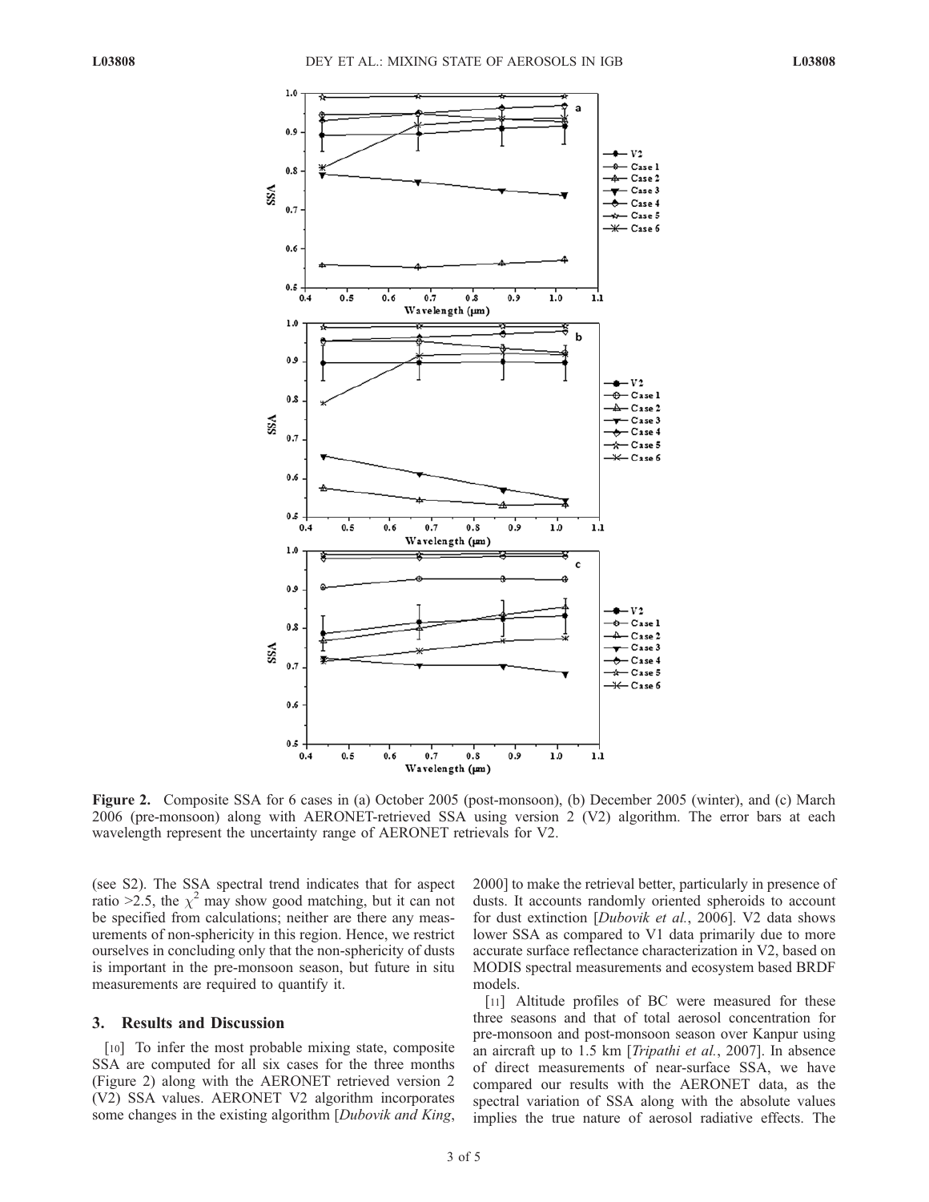Figure 2. Composite SSA for 6 cases in (a) October 2005 (post-monsoon), (b) December 2005 (winter), and (c) March 2006 (pre-monsoon) along with AERONET-retrieved SSA using version 2 (V2) algorithm. The error bars at each wavelength represent the uncertainty range of AERONET retrievals for V2.

(see S2). The SSA spectral trend indicates that for aspect ratio >2.5, the $\chi^2$ may show good matching, but it can not be specified from calculations; neither are there any measurements of non-sphericity in this region. Hence, we restrict ourselves in concluding only that the non-sphericity of dusts is important in the pre-monsoon season, but future in situ measurements are required to quantify it.

## 3. Results and Discussion

[10] To infer the most probable mixing state, composite SSA are computed for all six cases for the three months (Figure 2) along with the AERONET retrieved version 2 (V2) SSA values. AERONET V2 algorithm incorporates some changes in the existing algorithm [*Dubovik and King*, 2000] to make the retrieval better, particularly in presence of dusts. It accounts randomly oriented spheroids to account for dust extinction [*Dubovik et al.*, 2006]. V2 data shows lower SSA as compared to V1 data primarily due to more accurate surface reflectance characterization in V2, based on MODIS spectral measurements and ecosystem based BRDF models.

[11] Altitude profiles of BC were measured for these three seasons and that of total aerosol concentration for pre-monsoon and post-monsoon season over Kanpur using an aircraft up to 1.5 km [*Tripathi et al.*, 2007]. In absence of direct measurements of near-surface SSA, we have compared our results with the AERONET data, as the spectral variation of SSA along with the absolute values implies the true nature of aerosol radiative effects. The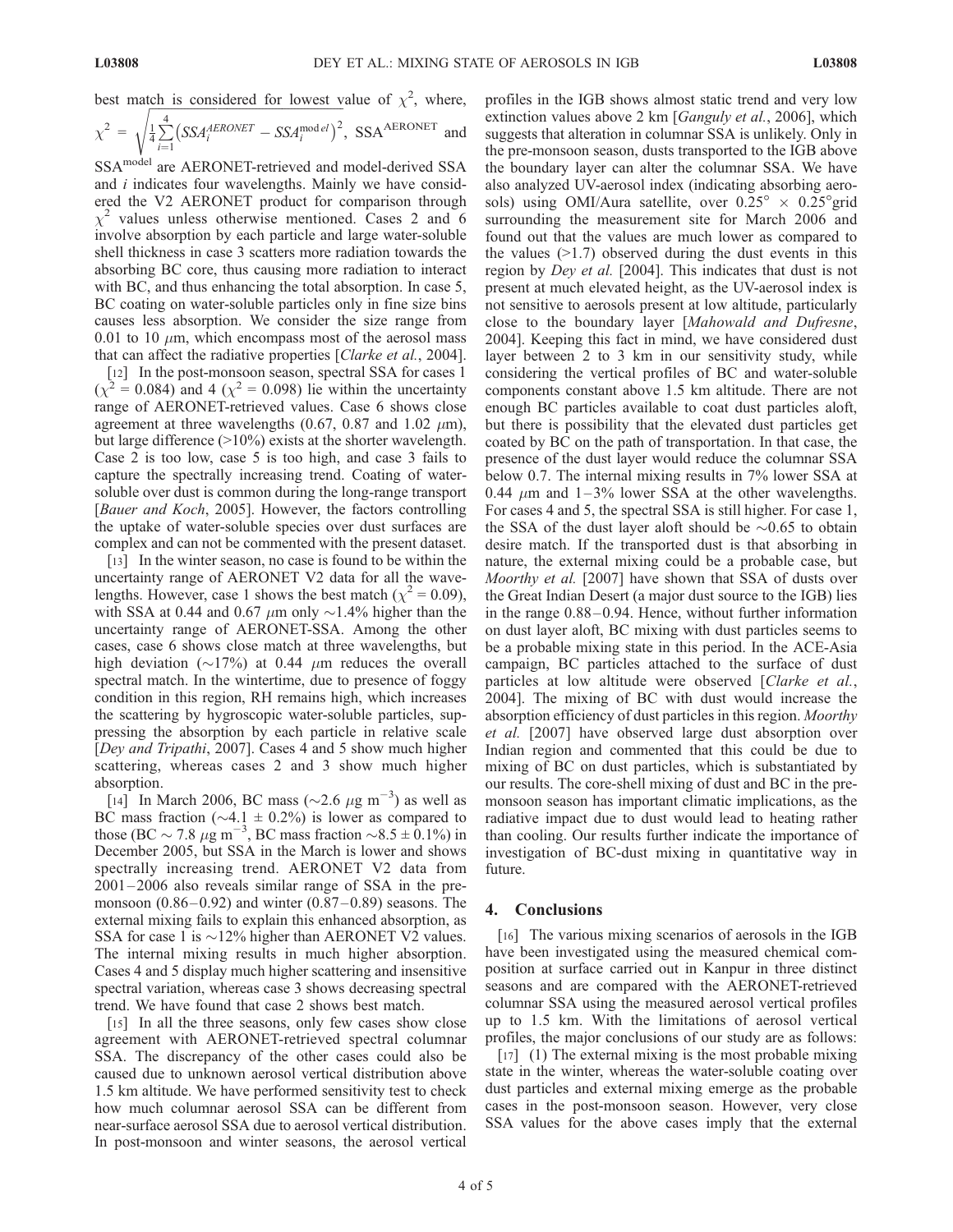best match is considered for lowest value of $\chi^2$, where, $\chi^2 = \sqrt{\frac{1}{4}\sum_{i=1}^{4}\left(SSA_i^{AERONET} - SSA_i^{model}\right)^2}$, $SSA^{AERONET}$ and $SSA^{model}$ are AERONET-retrieved and model-derived SSA and $i$ indicates four wavelengths. Mainly we have considered the V2 AERONET product for comparison through $\chi^2$ values unless otherwise mentioned. Cases 2 and 6 involve absorption by each particle and large water-soluble shell thickness in case 3 scatters more radiation towards the absorbing BC core, thus causing more radiation to interact with BC, and thus enhancing the total absorption. In case 5, BC coating on water-soluble particles only in fine size bins causes less absorption. We consider the size range from 0.01 to 10 $\mu$m, which encompass most of the aerosol mass that can affect the radiative properties [*Clarke et al.*, 2004].

[12] In the post-monsoon season, spectral SSA for cases 1 ($\chi^2 = 0.084$) and 4 ($\chi^2 = 0.098$) lie within the uncertainty range of AERONET-retrieved values. Case 6 shows close agreement at three wavelengths (0.67, 0.87 and 1.02 $\mu$m), but large difference (>10%) exists at the shorter wavelength. Case 2 is too low, case 5 is too high, and case 3 fails to capture the spectrally increasing trend. Coating of water-soluble over dust is common during the long-range transport [*Bauer and Koch*, 2005]. However, the factors controlling the uptake of water-soluble species over dust surfaces are complex and can not be commented with the present dataset.

[13] In the winter season, no case is found to be within the uncertainty range of AERONET V2 data for all the wavelengths. However, case 1 shows the best match ($\chi^2 = 0.09$), with SSA at 0.44 and 0.67 $\mu$m only ~1.4% higher than the uncertainty range of AERONET-SSA. Among the other cases, case 6 shows close match at three wavelengths, but high deviation (~17%) at 0.44 $\mu$m reduces the overall spectral match. In the wintertime, due to presence of foggy condition in this region, RH remains high, which increases the scattering by hygroscopic water-soluble particles, suppressing the absorption by each particle in relative scale [*Dey and Tripathi*, 2007]. Cases 4 and 5 show much higher scattering, whereas cases 2 and 3 show much higher absorption.

[14] In March 2006, BC mass (~2.6 $\mu$g m$^{-3}$) as well as BC mass fraction (~4.1 ± 0.2%) is lower as compared to those (BC ~ 7.8 $\mu$g m$^{-3}$, BC mass fraction ~8.5 ± 0.1%) in December 2005, but SSA in the March is lower and shows spectrally increasing trend. AERONET V2 data from 2001–2006 also reveals similar range of SSA in the pre-monsoon (0.86–0.92) and winter (0.87–0.89) seasons. The external mixing fails to explain this enhanced absorption, as SSA for case 1 is ~12% higher than AERONET V2 values. The internal mixing results in much higher absorption. Cases 4 and 5 display much higher scattering and insensitive spectral variation, whereas case 3 shows decreasing spectral trend. We have found that case 2 shows best match.

[15] In all the three seasons, only few cases show close agreement with AERONET-retrieved spectral columnar SSA. The discrepancy of the other cases could also be caused due to unknown aerosol vertical distribution above 1.5 km altitude. We have performed sensitivity test to check how much columnar aerosol SSA can be different from near-surface aerosol SSA due to aerosol vertical distribution. In post-monsoon and winter seasons, the aerosol vertical profiles in the IGB shows almost static trend and very low extinction values above 2 km [*Ganguly et al.*, 2006], which suggests that alteration in columnar SSA is unlikely. Only in the pre-monsoon season, dusts transported to the IGB above the boundary layer can alter the columnar SSA. We have also analyzed UV-aerosol index (indicating absorbing aerosols) using OMI/Aura satellite, over 0.25° × 0.25°grid surrounding the measurement site for March 2006 and found out that the values are much lower as compared to the values (>1.7) observed during the dust events in this region by *Dey et al.* [2004]. This indicates that dust is not present at much elevated height, as the UV-aerosol index is not sensitive to aerosols present at low altitude, particularly close to the boundary layer [*Mahowald and Dufresne*, 2004]. Keeping this fact in mind, we have considered dust layer between 2 to 3 km in our sensitivity study, while considering the vertical profiles of BC and water-soluble components constant above 1.5 km altitude. There are not enough BC particles available to coat dust particles aloft, but there is possibility that the elevated dust particles get coated by BC on the path of transportation. In that case, the presence of the dust layer would reduce the columnar SSA below 0.7. The internal mixing results in 7% lower SSA at 0.44 $\mu$m and 1–3% lower SSA at the other wavelengths. For cases 4 and 5, the spectral SSA is still higher. For case 1, the SSA of the dust layer aloft should be ~0.65 to obtain desire match. If the transported dust is that absorbing in nature, the external mixing could be a probable case, but *Moorthy et al.* [2007] have shown that SSA of dusts over the Great Indian Desert (a major dust source to the IGB) lies in the range 0.88–0.94. Hence, without further information on dust layer aloft, BC mixing with dust particles seems to be a probable mixing state in this period. In the ACE-Asia campaign, BC particles attached to the surface of dust particles at low altitude were observed [*Clarke et al.*, 2004]. The mixing of BC with dust would increase the absorption efficiency of dust particles in this region. *Moorthy et al.* [2007] have observed large dust absorption over Indian region and commented that this could be due to mixing of BC on dust particles, which is substantiated by our results. The core-shell mixing of dust and BC in the pre-monsoon season has important climatic implications, as the radiative impact due to dust would lead to heating rather than cooling. Our results further indicate the importance of investigation of BC-dust mixing in quantitative way in future.

## 4. Conclusions

[16] The various mixing scenarios of aerosols in the IGB have been investigated using the measured chemical composition at surface carried out in Kanpur in three distinct seasons and are compared with the AERONET-retrieved columnar SSA using the measured aerosol vertical profiles up to 1.5 km. With the limitations of aerosol vertical profiles, the major conclusions of our study are as follows:

[17] (1) The external mixing is the most probable mixing state in the winter, whereas the water-soluble coating over dust particles and external mixing emerge as the probable cases in the post-monsoon season. However, very close SSA values for the above cases imply that the external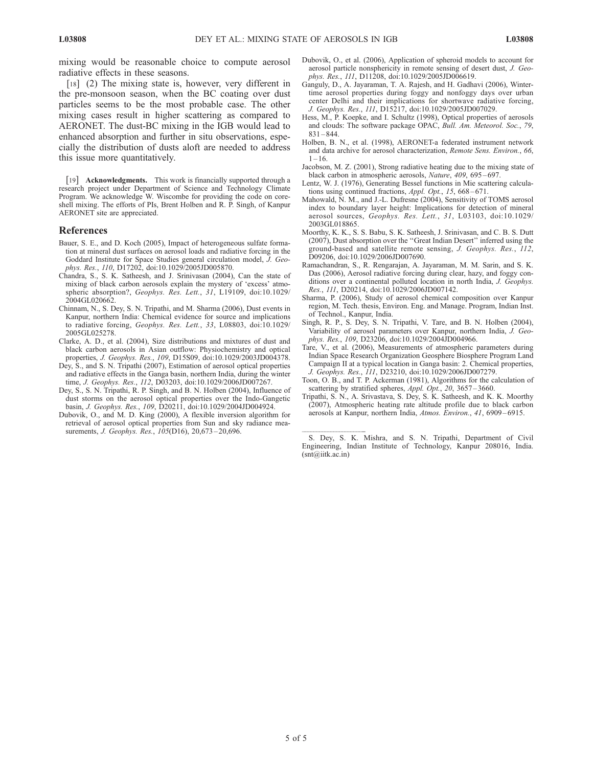mixing would be reasonable choice to compute aerosol radiative effects in these seasons.

[18] (2) The mixing state is, however, very different in the pre-monsoon season, when the BC coating over dust particles seems to be the most probable case. The other mixing cases result in higher scattering as compared to AERONET. The dust-BC mixing in the IGB would lead to enhanced absorption and further in situ observations, especially the distribution of dusts aloft are needed to address this issue more quantitatively.

[19] **Acknowledgments.** This work is financially supported through a research project under Department of Science and Technology Climate Program. We acknowledge W. Wiscombe for providing the code on core-shell mixing. The efforts of PIs, Brent Holben and R. P. Singh, of Kanpur AERONET site are appreciated.

## References

Bauer, S. E., and D. Koch (2005), Impact of heterogeneous sulfate formation at mineral dust surfaces on aerosol loads and radiative forcing in the Goddard Institute for Space Studies general circulation model, *J. Geophys. Res.*, *110*, D17202, doi:10.1029/2005JD005870.

Chandra, S., S. K. Satheesh, and J. Srinivasan (2004), Can the state of mixing of black carbon aerosols explain the mystery of 'excess' atmospheric absorption?, *Geophys. Res. Lett.*, *31*, L19109, doi:10.1029/2004GL020662.

Chinnam, N., S. Dey, S. N. Tripathi, and M. Sharma (2006), Dust events in Kanpur, northern India: Chemical evidence for source and implications to radiative forcing, *Geophys. Res. Lett.*, *33*, L08803, doi:10.1029/2005GL025278.

Clarke, A. D., et al. (2004), Size distributions and mixtures of dust and black carbon aerosols in Asian outflow: Physiochemistry and optical properties, *J. Geophys. Res.*, *109*, D15S09, doi:10.1029/2003JD004378.

Dey, S., and S. N. Tripathi (2007), Estimation of aerosol optical properties and radiative effects in the Ganga basin, northern India, during the winter time, *J. Geophys. Res.*, *112*, D03203, doi:10.1029/2006JD007267.

Dey, S., S. N. Tripathi, R. P. Singh, and B. N. Holben (2004), Influence of dust storms on the aerosol optical properties over the Indo-Gangetic basin, *J. Geophys. Res.*, *109*, D20211, doi:10.1029/2004JD004924.

Dubovik, O., and M. D. King (2000), A flexible inversion algorithm for retrieval of aerosol optical properties from Sun and sky radiance measurements, *J. Geophys. Res.*, *105*(D16), 20,673–20,696.

Dubovik, O., et al. (2006), Application of spheroid models to account for aerosol particle nonsphericity in remote sensing of desert dust, *J. Geophys. Res.*, *111*, D11208, doi:10.1029/2005JD006619.

Ganguly, D., A. Jayaraman, T. A. Rajesh, and H. Gadhavi (2006), Wintertime aerosol properties during foggy and nonfoggy days over urban center Delhi and their implications for shortwave radiative forcing, *J. Geophys. Res.*, *111*, D15217, doi:10.1029/2005JD007029.

Hess, M., P. Koepke, and I. Schultz (1998), Optical properties of aerosols and clouds: The software package OPAC, *Bull. Am. Meteorol. Soc.*, *79*, 831–844.

Holben, B. N., et al. (1998), AERONET-a federated instrument network and data archive for aerosol characterization, *Remote Sens. Environ.*, *66*, 1–16.

Jacobson, M. Z. (2001), Strong radiative heating due to the mixing state of black carbon in atmospheric aerosols, *Nature*, *409*, 695–697.

Lentz, W. J. (1976), Generating Bessel functions in Mie scattering calculations using continued fractions, *Appl. Opt.*, *15*, 668–671.

Mahowald, N. M., and J.-L. Dufresne (2004), Sensitivity of TOMS aerosol index to boundary layer height: Implications for detection of mineral aerosol sources, *Geophys. Res. Lett.*, *31*, L03103, doi:10.1029/2003GL018865.

Moorthy, K. K., S. S. Babu, S. K. Satheesh, J. Srinivasan, and C. B. S. Dutt (2007), Dust absorption over the "Great Indian Desert" inferred using the ground-based and satellite remote sensing, *J. Geophys. Res.*, *112*, D09206, doi:10.1029/2006JD007690.

Ramachandran, S., R. Rengarajan, A. Jayaraman, M. M. Sarin, and S. K. Das (2006), Aerosol radiative forcing during clear, hazy, and foggy conditions over a continental polluted location in north India, *J. Geophys. Res.*, *111*, D20214, doi:10.1029/2006JD007142.

Sharma, P. (2006), Study of aerosol chemical composition over Kanpur region, M. Tech. thesis, Environ. Eng. and Manage. Program, Indian Inst. of Technol., Kanpur, India.

Singh, R. P., S. Dey, S. N. Tripathi, V. Tare, and B. N. Holben (2004), Variability of aerosol parameters over Kanpur, northern India, *J. Geophys. Res.*, *109*, D23206, doi:10.1029/2004JD004966.

Tare, V., et al. (2006), Measurements of atmospheric parameters during Indian Space Research Organization Geosphere Biosphere Program Land Campaign II at a typical location in Ganga basin: 2. Chemical properties, *J. Geophys. Res.*, *111*, D23210, doi:10.1029/2006JD007279.

Toon, O. B., and T. P. Ackerman (1981), Algorithms for the calculation of scattering by stratified spheres, *Appl. Opt.*, *20*, 3657–3660.

Tripathi, S. N., A. Srivastava, S. Dey, S. K. Satheesh, and K. K. Moorthy (2007), Atmospheric heating rate altitude profile due to black carbon aerosols at Kanpur, northern India, *Atmos. Environ.*, *41*, 6909–6915.

---

S. Dey, S. K. Mishra, and S. N. Tripathi, Department of Civil Engineering, Indian Institute of Technology, Kanpur 208016, India. (snt@iitk.ac.in)